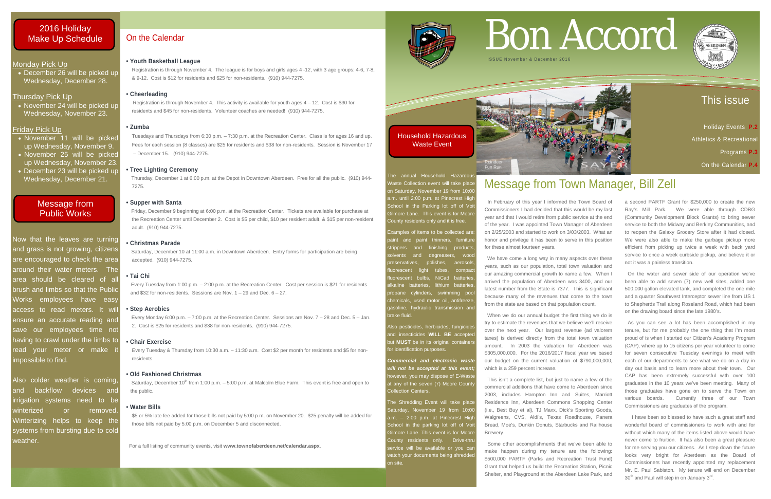# Bon Accord

ISSUE November & December 2016

## This issue

Holiday Events **P.2**

Athletics & Recreational Programs **P.3**

On the Calendar **P.4**

## 2016 Holiday Make Up Schedule

**Monday Pick Up**

- December 26 will be picked up Wednesday, December 28.

**Thursday Pick Up**

- November 24 will be picked up Wednesday, November 23.

**Friday Pick Up**

- November 11 will be picked up Wednesday, November 9.
- November 25 will be picked up Wednesday, November 23.
- December 23 will be picked up Wednesday, December 21.

## Message from Public Works

Now that the leaves are turning and grass is not growing, citizens are encouraged to check the area around their water meters. The area should be cleared of all brush and limbs so that the Public Works employees have easy access to read meters. It will ensure an accurate reading and save our employees time not having to crawl under the limbs to read your meter or make it impossible to find.

Also colder weather is coming, and backflow devices and irrigation systems need to be winterized or removed. Winterizing helps to keep the systems from bursting due to cold weather.

## On the Calendar

**• Youth Basketball League**

Registration is through November 4. The league is for boys and girls ages 4 -12, with 3 age groups: 4-6, 7-8, & 9-12. Cost is $12 for residents and $25 for non-residents. (910) 944-7275.

**• Cheerleading**

Registration is through November 4. This activity is available for youth ages 4 – 12. Cost is $30 for residents and $45 for non-residents. Volunteer coaches are needed! (910) 944-7275.

**• Zumba**

Tuesdays and Thursdays from 6:30 p.m. – 7:30 p.m. at the Recreation Center. Class is for ages 16 and up. Fees for each session (8 classes) are $25 for residents and $38 for non-residents. Session is November 17 – December 15. (910) 944-7275.

**• Tree Lighting Ceremony**

Thursday, December 1 at 6:00 p.m. at the Depot in Downtown Aberdeen. Free for all the public. (910) 944-7275.

**• Supper with Santa**

Friday, December 9 beginning at 6:00 p.m. at the Recreation Center. Tickets are available for purchase at the Recreation Center until December 2. Cost is $5 per child, $10 per resident adult, & $15 per non-resident adult. (910) 944-7275.

**• Christmas Parade**

Saturday, December 10 at 11:00 a.m. in Downtown Aberdeen. Entry forms for participation are being accepted. (910) 944-7275.

**• Tai Chi**

Every Tuesday from 1:00 p.m. – 2:00 p.m. at the Recreation Center. Cost per session is $21 for residents and $32 for non-residents. Sessions are Nov. 1 – 29 and Dec. 6 – 27.

**• Step Aerobics**

Every Monday 6:00 p.m. – 7:00 p.m. at the Recreation Center. Sessions are Nov. 7 – 28 and Dec. 5 – Jan. 2. Cost is $25 for residents and $38 for non-residents. (910) 944-7275.

**• Chair Exercise**

Every Tuesday & Thursday from 10:30 a.m. – 11:30 a.m. Cost $2 per month for residents and $5 for non-residents.

**• Old Fashioned Christmas**

Saturday, December 10th from 1:00 p.m. – 5:00 p.m. at Malcolm Blue Farm. This event is free and open to the public.

**• Water Bills**

$5 or 5% late fee added for those bills not paid by 5:00 p.m. on November 20. $25 penalty will be added for those bills not paid by 5:00 p.m. on December 5 and disconnected.

For a full listing of community events, visit **www.townofaberdeen.net/calendar.aspx**.

## Household Hazardous Waste Event

The annual Household Hazardous Waste Collection event will take place on Saturday, November 19 from 10:00 a.m. until 2:00 p.m. at Pinecrest High School in the Parking lot off of Voit Gilmore Lane. This event is for Moore County residents only and it is free.

Examples of items to be collected are: paint and paint thinners, furniture strippers and finishing products, solvents and degreasers, wood preservatives, polishes, aerosols, fluorescent light tubes, compact fluorescent bulbs, NiCad batteries, alkaline batteries, lithium batteries, propane cylinders, swimming pool chemicals, used motor oil, antifreeze, gasoline, hydraulic transmission and brake fluid.

Also pesticides, herbicides, fungicides and insecticides **WILL BE** accepted but **MUST** be in its original containers for identification purposes.

***Commercial and electronic waste will not be accepted at this event;*** however, you may dispose of E-Waste at any of the seven (7) Moore County Collection Centers.

The Shredding Event will take place Saturday, November 19 from 10:00 a.m. – 2:00 p.m. at Pinecrest High School in the parking lot off of Voit Gilmore Lane. This event is for Moore County residents only. Drive-thru service will be available or you can watch your documents being shredded on site.

Reindeer Fun Run

## Message from Town Manager, Bill Zell

In February of this year I informed the Town Board of Commissioners I had decided that this would be my last year and that I would retire from public service at the end of the year. I was appointed Town Manager of Aberdeen on 2/25/2003 and started to work on 3/03/2003. What an honor and privilege it has been to serve in this position for these almost fourteen years.

We have come a long way in many aspects over these years, such as our population, total town valuation and our amazing commercial growth to name a few. When I arrived the population of Aberdeen was 3400, and our latest number from the State is 7377. This is significant because many of the revenues that come to the town from the state are based on that population count.

When we do our annual budget the first thing we do is try to estimate the revenues that we believe we'll receive over the next year. Our largest revenue (ad valorem taxes) is derived directly from the total town valuation amount. In 2003 the valuation for Aberdeen was $305,000,000. For the 2016/2017 fiscal year we based our budget on the current valuation of $790,000,000, which is a 259 percent increase.

This isn't a complete list, but just to name a few of the commercial additions that have come to Aberdeen since 2003, includes Hampton Inn and Suites, Marriott Residence Inn, Aberdeen Commons Shopping Center (i.e., Best Buy et al), TJ Maxx, Dick's Sporting Goods, Walgreens, CVS, Aldi's, Texas Roadhouse, Panera Bread, Moe's, Dunkin Donuts, Starbucks and Railhouse Brewery.

Some other accomplishments that we've been able to make happen during my tenure are the following: $500,000 PARTF (Parks and Recreation Trust Fund) Grant that helped us build the Recreation Station, Picnic Shelter, and Playground at the Aberdeen Lake Park, and a second PARTF Grant for $250,000 to create the new Ray's Mill Park. We were able through CDBG (Community Development Block Grants) to bring sewer service to both the Midway and Berkley Communities, and to reopen the Galaxy Grocery Store after it had closed. We were also able to make the garbage pickup more efficient from picking up twice a week with back yard service to once a week curbside pickup, and believe it or not it was a painless transition.

On the water and sewer side of our operation we've been able to add seven (7) new well sites, added one 500,000 gallon elevated tank, and completed the one mile and a quarter Southwest Interceptor sewer line from US 1 to Shepherds Trail along Roseland Road, which had been on the drawing board since the late 1980's.

As you can see a lot has been accomplished in my tenure, but for me probably the one thing that I'm most proud of is when I started our Citizen's Academy Program (CAP), where up to 15 citizens per year volunteer to come for seven consecutive Tuesday evenings to meet with each of our departments to see what we do on a day in day out basis and to learn more about their town. Our CAP has been extremely successful with over 100 graduates in the 10 years we've been meeting. Many of those graduates have gone on to serve the Town on various boards. Currently three of our Town Commissioners are graduates of the program.

I have been so blessed to have such a great staff and wonderful board of commissioners to work with and for without which many of the items listed above would have never come to fruition. It has also been a great pleasure for me serving you our citizens. As I step down the future looks very bright for Aberdeen as the Board of Commissioners has recently appointed my replacement Mr. E. Paul Sabiston. My tenure will end on December 30th and Paul will step in on January 3rd.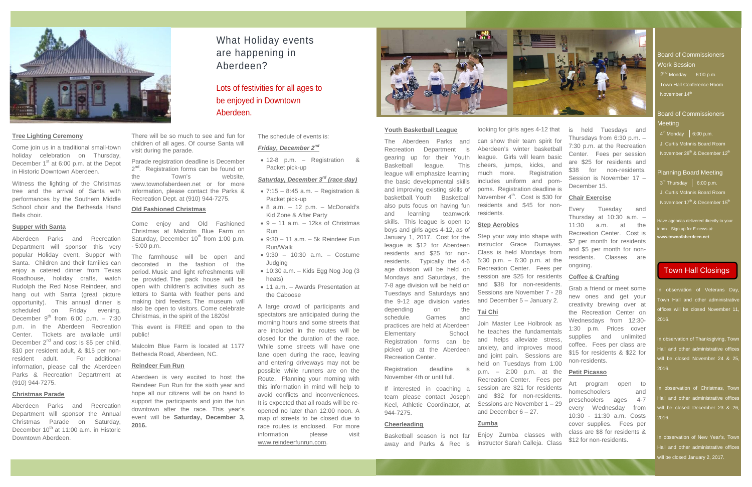## What Holiday events are happening in Aberdeen?

Lots of festivities for all ages to be enjoyed in Downtown Aberdeen.

### Tree Lighting Ceremony

Come join us in a traditional small-town holiday celebration on Thursday, December 1st at 6:00 p.m. at the Depot in Historic Downtown Aberdeen.

Witness the lighting of the Christmas tree and the arrival of Santa with performances by the Southern Middle School choir and the Bethesda Hand Bells choir.

### Supper with Santa

Aberdeen Parks and Recreation Department will sponsor this very popular Holiday event, Supper with Santa. Children and their families can enjoy a catered dinner from Texas Roadhouse, holiday crafts, watch Rudolph the Red Nose Reindeer, and hang out with Santa (great picture opportunity). This annual dinner is scheduled on Friday evening, December 9th from 6:00 p.m. – 7:30 p.m. in the Aberdeen Recreation Center. Tickets are available until December 2nd and cost is $5 per child, $10 per resident adult, & $15 per non-resident adult. For additional information, please call the Aberdeen Parks & Recreation Department at (910) 944-7275.

### Christmas Parade

Aberdeen Parks and Recreation Department will sponsor the Annual Christmas Parade on Saturday, December 10th at 11:00 a.m. in Historic Downtown Aberdeen.

There will be so much to see and fun for children of all ages. Of course Santa will visit during the parade.

Parade registration deadline is December 2nd. Registration forms can be found on the Town's website, www.townofaberdeen.net or for more information, please contact the Parks & Recreation Dept. at (910) 944-7275.

### Old Fashioned Christmas

Come enjoy and Old Fashioned Christmas at Malcolm Blue Farm on Saturday, December 10th from 1:00 p.m. - 5:00 p.m.

The farmhouse will be open and decorated in the fashion of the period. Music and light refreshments will be provided. The pack house will be open with children's activities such as letters to Santa with feather pens and making bird feeders. The museum will also be open to visitors. Come celebrate Christmas, in the spirit of the 1820s!

This event is FREE and open to the public!

Malcolm Blue Farm is located at 1177 Bethesda Road, Aberdeen, NC.

### Reindeer Fun Run

Aberdeen is very excited to host the Reindeer Fun Run for the sixth year and hope all our citizens will be on hand to support the participants and join the fun downtown after the race. This year's event will be **Saturday, December 3, 2016.**

The schedule of events is:

***Friday, December 2nd***

- 12-8 p.m. – Registration & Packet pick-up

***Saturday, December 3rd (race day)***

- 7:15 – 8:45 a.m. – Registration & Packet pick-up
- 8 a.m. – 12 p.m. – McDonald's Kid Zone & After Party
- 9 – 11 a.m. – 12ks of Christmas Run
- 9:30 – 11 a.m. – 5k Reindeer Fun Run/Walk
- 9:30 – 10:30 a.m. – Costume Judging
- 10:30 a.m. – Kids Egg Nog Jog (3 heats)
- 11 a.m. – Awards Presentation at the Caboose

A large crowd of participants and spectators are anticipated during the morning hours and some streets that are included in the routes will be closed for the duration of the race. While some streets will have one lane open during the race, leaving and entering driveways may not be possible while runners are on the Route. Planning your morning with this information in mind will help to avoid conflicts and inconveniences. It is expected that all roads will be re-opened no later than 12:00 noon. A map of streets to be closed due to race routes is enclosed. For more information please visit www.reindeerfunrun.com.

### Youth Basketball League

The Aberdeen Parks and Recreation Department is gearing up for their Youth Basketball league. This league will emphasize learning the basic developmental skills and improving existing skills of basketball. Youth Basketball also puts focus on having fun and learning teamwork skills. This league is open to boys and girls ages 4-12, as of January 1, 2017. Cost for the league is $12 for Aberdeen residents and $25 for non-residents. Typically the 4-6 age division will be held on Mondays and Saturdays, the 7-8 age division will be held on Tuesdays and Saturdays and the 9-12 age division varies depending on the schedule. Games and practices are held at Aberdeen Elementary School. Registration forms can be picked up at the Aberdeen Recreation Center.

Registration deadline is November 4th or until full.

If interested in coaching a team please contact Joseph Keel, Athletic Coordinator, at 944-7275.

### Cheerleading

Basketball season is not far away and Parks & Rec is looking for girls ages 4-12 that can show their team spirit for Aberdeen's winter basketball league. Girls will learn basic cheers, jumps, kicks, and much more. Registration includes uniform and pom-poms. Registration deadline is November 4th. Cost is $30 for residents and $45 for non-residents.

### Step Aerobics

Step your way into shape with instructor Grace Dumayas. Class is held Mondays from 5:30 p.m. – 6:30 p.m. at the Recreation Center. Fees per session are $25 for residents and $38 for non-residents. Sessions are November 7 - 28 and December 5 – January 2.

### Tai Chi

Join Master Lee Holbrook as he teaches the fundamentals and helps alleviate stress, anxiety, and improves mood and joint pain. Sessions are held on Tuesdays from 1:00 p.m. – 2:00 p.m. at the Recreation Center. Fees per session are $21 for residents and $32 for non-residents. Sessions are November 1 – 29 and December 6 – 27.

### Zumba

Enjoy Zumba classes with instructor Sarah Calleja. Class is held Tuesdays and Thursdays from 6:30 p.m. – 7:30 p.m. at the Recreation Center. Fees per session are $25 for residents and $38 for non-residents. Session is November 17 – December 15.

### Chair Exercise

Every Tuesday and Thursday at 10:30 a.m. – 11:30 a.m. at the Recreation Center. Cost is $2 per month for residents and $5 per month for non-residents. Classes are ongoing.

### Coffee & Crafting

Grab a friend or meet some new ones and get your creativity brewing over at the Recreation Center on Wednesdays from 12:30-1:30 p.m. Prices cover supplies and unlimited coffee. Fees per class are $15 for residents & $22 for non-residents.

### Petit Picasso

Art program open to homeschoolers and preschoolers ages 4-7 every Wednesday from 10:30 - 11:30 a.m. Costs cover supplies. Fees per class are $8 for residents & $12 for non-residents.

### Board of Commissioners Work Session

2nd Monday 6:00 p.m.
Town Hall Conference Room
November 14th

### Board of Commissioners Meeting

4th Monday | 6:00 p.m.
J. Curtis McInnis Board Room
November 28th & December 12th

### Planning Board Meeting

3rd Thursday | 6:00 p.m.
J. Curtis McInnis Board Room
November 17th & December 15th

Have agendas delivered directly to your inbox. Sign up for E-news at: **www.townofaberdeen.net**.

### Town Hall Closings

In observation of Veterans Day, Town Hall and other administrative offices will be closed November 11, 2016.

In observation of Thanksgiving, Town Hall and other administrative offices will be closed November 24 & 25, 2016.

In observation of Christmas, Town Hall and other administrative offices will be closed December 23 & 26, 2016.

In observation of New Year's, Town Hall and other administrative offices will be closed January 2, 2017.